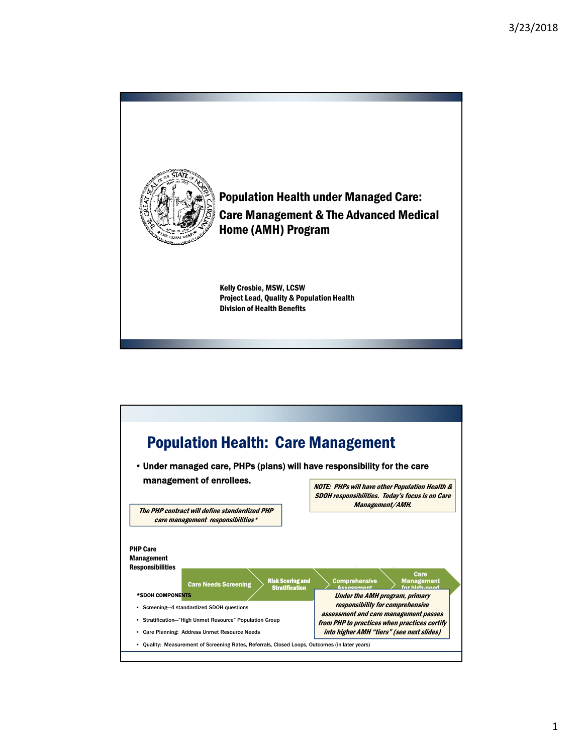# Population Health under Managed Care: Care Management & The Advanced Medical Home (AMH) Program

**Kelly Crosbie, MSW, LCSW**
**Project Lead, Quality & Population Health**
**Division of Health Benefits**

## Population Health: Care Management

- **Under managed care, PHPs (plans) will have responsibility for the care management of enrollees.**

***NOTE: PHPs will have other Population Health & SDOH responsibilities. Today's focus is on Care Management/AMH.***

***The PHP contract will define standardized PHP care management responsibilities****

**PHP Care Management Responsibilities**

Care Needs Screening → Risk Scoring and Stratification → Comprehensive Assessment → Care Management for high-need

***SDOH COMPONENTS**

- Screening—4 standardized SDOH questions
- Stratification—"High Unmet Resource" Population Group
- Care Planning: Address Unmet Resource Needs
- Quality: Measurement of Screening Rates, Referrals, Closed Loops, Outcomes (in later years)

***Under the AMH program, primary responsibility for comprehensive assessment and care management passes from PHP to practices when practices certify into higher AMH "tiers" (see next slides)***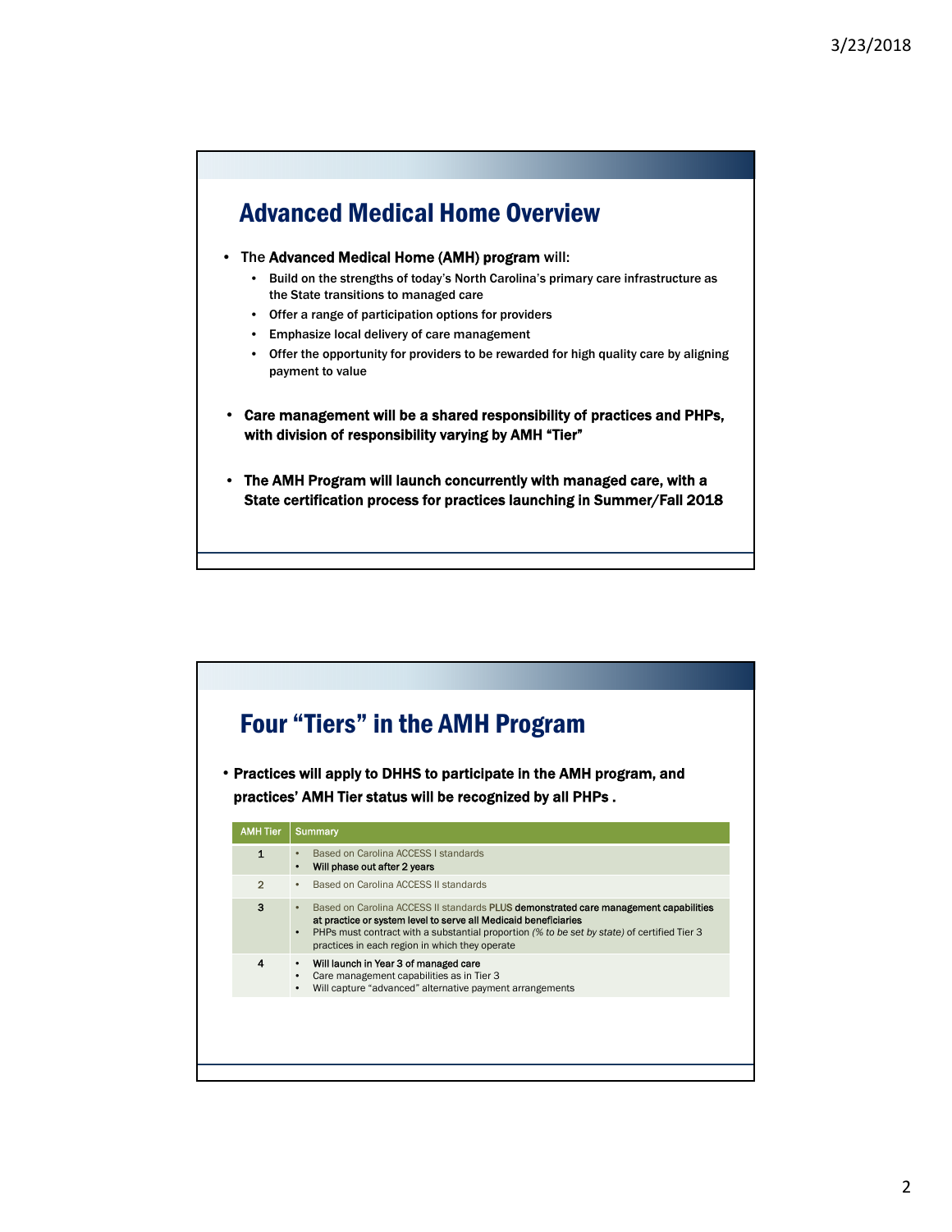## Advanced Medical Home Overview

- The **Advanced Medical Home (AMH) program** will:
  - Build on the strengths of today's North Carolina's primary care infrastructure as the State transitions to managed care
  - Offer a range of participation options for providers
  - Emphasize local delivery of care management
  - Offer the opportunity for providers to be rewarded for high quality care by aligning payment to value
- **Care management will be a shared responsibility of practices and PHPs, with division of responsibility varying by AMH "Tier"**
- **The AMH Program will launch concurrently with managed care, with a State certification process for practices launching in Summer/Fall 2018**

## Four "Tiers" in the AMH Program

- **Practices will apply to DHHS to participate in the AMH program, and practices' AMH Tier status will be recognized by all PHPs .**

| AMH Tier | Summary |
|---|---|
| 1 | • Based on Carolina ACCESS I standards<br>• Will phase out after 2 years |
| 2 | • Based on Carolina ACCESS II standards |
| 3 | • Based on Carolina ACCESS II standards PLUS demonstrated care management capabilities at practice or system level to serve all Medicaid beneficiaries<br>• PHPs must contract with a substantial proportion *(% to be set by state)* of certified Tier 3 practices in each region in which they operate |
| 4 | • Will launch in Year 3 of managed care<br>• Care management capabilities as in Tier 3<br>• Will capture "advanced" alternative payment arrangements |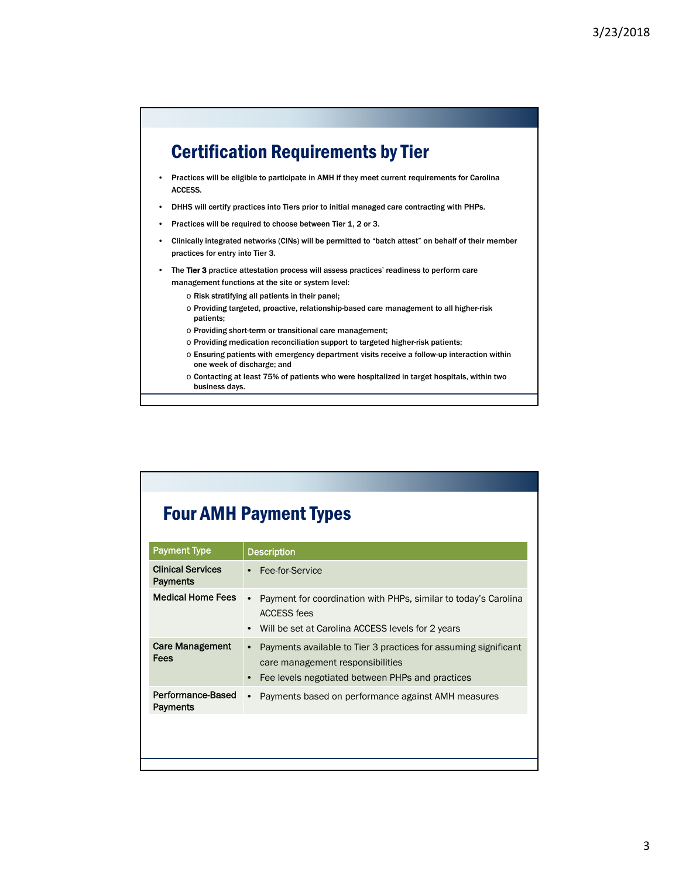## Certification Requirements by Tier

- Practices will be eligible to participate in AMH if they meet current requirements for Carolina ACCESS.
- DHHS will certify practices into Tiers prior to initial managed care contracting with PHPs.
- Practices will be required to choose between Tier 1, 2 or 3.
- Clinically integrated networks (CINs) will be permitted to "batch attest" on behalf of their member practices for entry into Tier 3.
- The **Tier 3** practice attestation process will assess practices' readiness to perform care management functions at the site or system level:
  - Risk stratifying all patients in their panel;
  - Providing targeted, proactive, relationship-based care management to all higher-risk patients;
  - Providing short-term or transitional care management;
  - Providing medication reconciliation support to targeted higher-risk patients;
  - Ensuring patients with emergency department visits receive a follow-up interaction within one week of discharge; and
  - Contacting at least 75% of patients who were hospitalized in target hospitals, within two business days.

## Four AMH Payment Types

| Payment Type | Description |
|---|---|
| Clinical Services Payments | • Fee-for-Service |
| Medical Home Fees | • Payment for coordination with PHPs, similar to today's Carolina ACCESS fees<br>• Will be set at Carolina ACCESS levels for 2 years |
| Care Management Fees | • Payments available to Tier 3 practices for assuming significant care management responsibilities<br>• Fee levels negotiated between PHPs and practices |
| Performance-Based Payments | • Payments based on performance against AMH measures |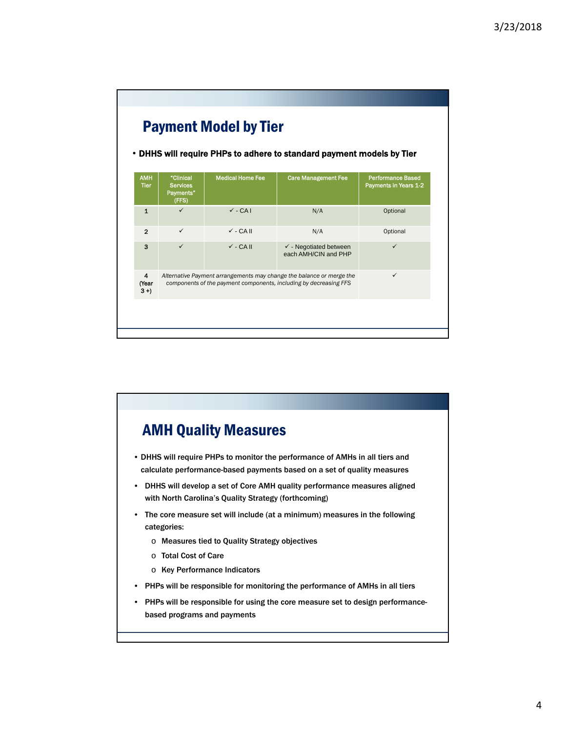## Payment Model by Tier

- **DHHS will require PHPs to adhere to standard payment models by Tier**

| AMH Tier | "Clinical Services Payments" (FFS) | Medical Home Fee | Care Management Fee | Performance Based Payments in Years 1-2 |
|---|---|---|---|---|
| 1 | ✓ | ✓ - CA I | N/A | Optional |
| 2 | ✓ | ✓ - CA II | N/A | Optional |
| 3 | ✓ | ✓ - CA II | ✓ - Negotiated between each AMH/CIN and PHP | ✓ |
| 4 (Year 3 +) | *Alternative Payment arrangements may change the balance or merge the components of the payment components, including by decreasing FFS* | | | ✓ |

## AMH Quality Measures

- DHHS will require PHPs to monitor the performance of AMHs in all tiers and calculate performance-based payments based on a set of quality measures
- DHHS will develop a set of Core AMH quality performance measures aligned with North Carolina's Quality Strategy (forthcoming)
- The core measure set will include (at a minimum) measures in the following categories:
  - Measures tied to Quality Strategy objectives
  - Total Cost of Care
  - Key Performance Indicators
- PHPs will be responsible for monitoring the performance of AMHs in all tiers
- PHPs will be responsible for using the core measure set to design performance-based programs and payments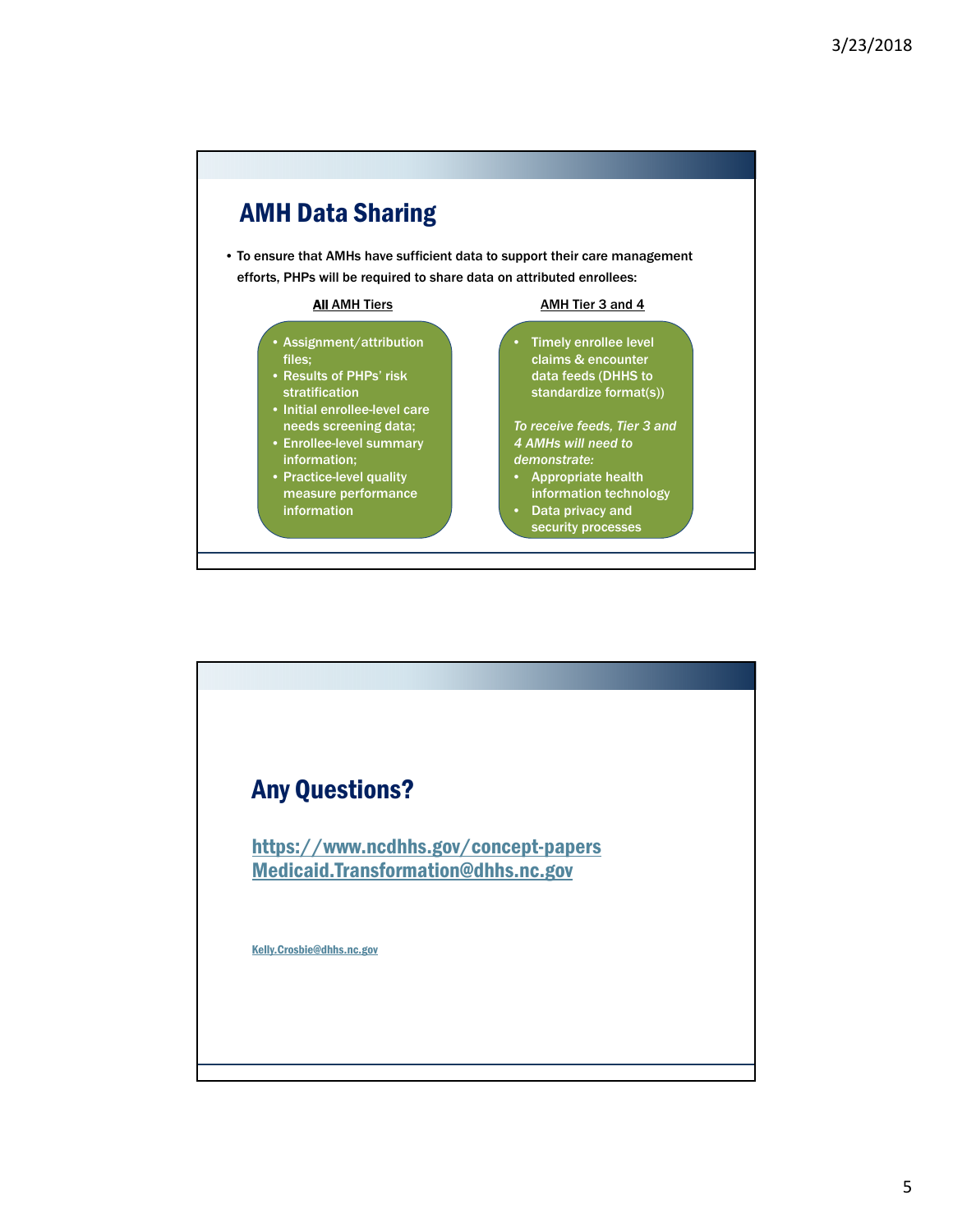## AMH Data Sharing

- To ensure that AMHs have sufficient data to support their care management efforts, PHPs will be required to share data on attributed enrollees:

**All AMH Tiers**

- Assignment/attribution files;
- Results of PHPs' risk stratification
- Initial enrollee-level care needs screening data;
- Enrollee-level summary information;
- Practice-level quality measure performance information

**AMH Tier 3 and 4**

- Timely enrollee level claims & encounter data feeds (DHHS to standardize format(s))

*To receive feeds, Tier 3 and 4 AMHs will need to demonstrate:*

- Appropriate health information technology
- Data privacy and security processes

## Any Questions?

https://www.ncdhhs.gov/concept-papers
Medicaid.Transformation@dhhs.nc.gov

Kelly.Crosbie@dhhs.nc.gov